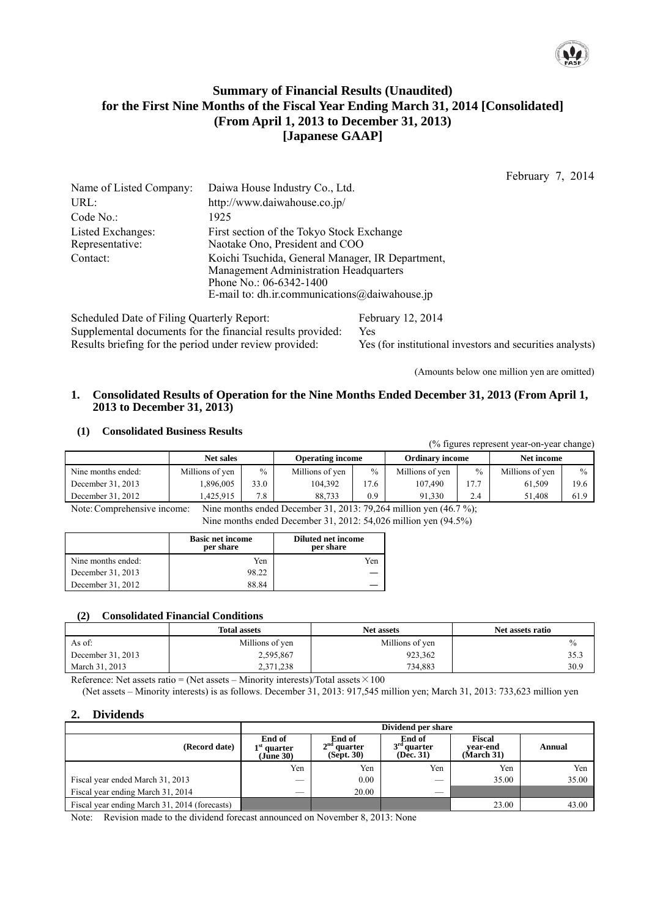# Summary of Financial Results (Unaudited) for the First Nine Months of the Fiscal Year Ending March 31, 2014 [Consolidated] (From April 1, 2013 to December 31, 2013) [Japanese GAAP]

February 7, 2014

| | |
|---|---|
| Name of Listed Company: | Daiwa House Industry Co., Ltd. |
| URL: | http://www.daiwahouse.co.jp/ |
| Code No.: | 1925 |
| Listed Exchanges: | First section of the Tokyo Stock Exchange |
| Representative: | Naotake Ono, President and COO |
| Contact: | Koichi Tsuchida, General Manager, IR Department, Management Administration Headquarters<br>Phone No.: 06-6342-1400<br>E-mail to: dh.ir.communications@daiwahouse.jp |

| | |
|---|---|
| Scheduled Date of Filing Quarterly Report: | February 12, 2014 |
| Supplemental documents for the financial results provided: | Yes |
| Results briefing for the period under review provided: | Yes (for institutional investors and securities analysts) |

(Amounts below one million yen are omitted)

## 1. Consolidated Results of Operation for the Nine Months Ended December 31, 2013 (From April 1, 2013 to December 31, 2013)

### (1) Consolidated Business Results

(% figures represent year-on-year change)

| | Net sales | | Operating income | | Ordinary income | | Net income | |
|---|---|---|---|---|---|---|---|---|
| Nine months ended: | Millions of yen | % | Millions of yen | % | Millions of yen | % | Millions of yen | % |
| December 31, 2013 | 1,896,005 | 33.0 | 104,392 | 17.6 | 107,490 | 17.7 | 61,509 | 19.6 |
| December 31, 2012 | 1,425,915 | 7.8 | 88,733 | 0.9 | 91,330 | 2.4 | 51,408 | 61.9 |

Note: Comprehensive income: Nine months ended December 31, 2013: 79,264 million yen (46.7 %);
Nine months ended December 31, 2012: 54,026 million yen (94.5%)

| | Basic net income per share | Diluted net income per share |
|---|---|---|
| Nine months ended: | Yen | Yen |
| December 31, 2013 | 98.22 | — |
| December 31, 2012 | 88.84 | — |

### (2) Consolidated Financial Conditions

| | Total assets | Net assets | Net assets ratio |
|---|---|---|---|
| As of: | Millions of yen | Millions of yen | % |
| December 31, 2013 | 2,595,867 | 923,362 | 35.3 |
| March 31, 2013 | 2,371,238 | 734,883 | 30.9 |

Reference: Net assets ratio = (Net assets – Minority interests)/Total assets × 100

(Net assets – Minority interests) is as follows. December 31, 2013: 917,545 million yen; March 31, 2013: 733,623 million yen

## 2. Dividends

| | Dividend per share | | | | |
|---|---|---|---|---|---|
| (Record date) | End of 1st quarter (June 30) | End of 2nd quarter (Sept. 30) | End of 3rd quarter (Dec. 31) | Fiscal year-end (March 31) | Annual |
| | Yen | Yen | Yen | Yen | Yen |
| Fiscal year ended March 31, 2013 | — | 0.00 | — | 35.00 | 35.00 |
| Fiscal year ending March 31, 2014 | — | 20.00 | — | | |
| Fiscal year ending March 31, 2014 (forecasts) | | | | 23.00 | 43.00 |

Note: Revision made to the dividend forecast announced on November 8, 2013: None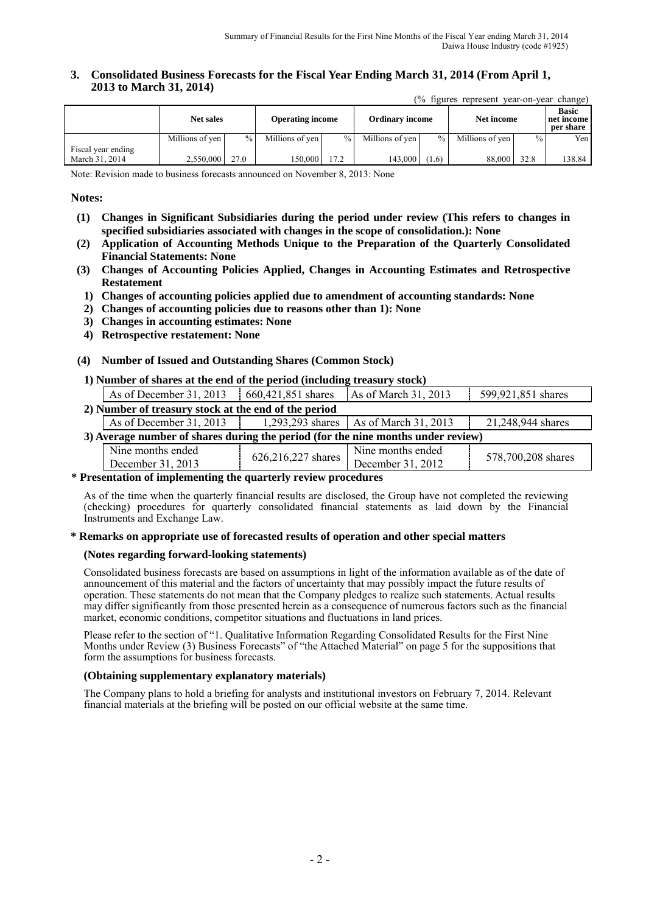### 3. Consolidated Business Forecasts for the Fiscal Year Ending March 31, 2014 (From April 1, 2013 to March 31, 2014)

(% figures represent year-on-year change)

| | Net sales | | Operating income | | Ordinary income | | Net income | | Basic net income per share |
|---|---|---|---|---|---|---|---|---|---|
| | Millions of yen | % | Millions of yen | % | Millions of yen | % | Millions of yen | % | Yen |
| Fiscal year ending March 31, 2014 | 2,550,000 | 27.0 | 150,000 | 17.2 | 143,000 | (1.6) | 88,000 | 32.8 | 138.84 |

Note: Revision made to business forecasts announced on November 8, 2013: None

**Notes:**

**(1) Changes in Significant Subsidiaries during the period under review (This refers to changes in specified subsidiaries associated with changes in the scope of consolidation.): None**

**(2) Application of Accounting Methods Unique to the Preparation of the Quarterly Consolidated Financial Statements: None**

**(3) Changes of Accounting Policies Applied, Changes in Accounting Estimates and Retrospective Restatement**

**1) Changes of accounting policies applied due to amendment of accounting standards: None**

**2) Changes of accounting policies due to reasons other than 1): None**

**3) Changes in accounting estimates: None**

**4) Retrospective restatement: None**

**(4) Number of Issued and Outstanding Shares (Common Stock)**

**1) Number of shares at the end of the period (including treasury stock)**

| As of December 31, 2013 | 660,421,851 shares | As of March 31, 2013 | 599,921,851 shares |
|---|---|---|---|

**2) Number of treasury stock at the end of the period**

| As of December 31, 2013 | 1,293,293 shares | As of March 31, 2013 | 21,248,944 shares |
|---|---|---|---|

**3) Average number of shares during the period (for the nine months under review)**

| Nine months ended December 31, 2013 | 626,216,227 shares | Nine months ended December 31, 2012 | 578,700,208 shares |
|---|---|---|---|

**\* Presentation of implementing the quarterly review procedures**

As of the time when the quarterly financial results are disclosed, the Group have not completed the reviewing (checking) procedures for quarterly consolidated financial statements as laid down by the Financial Instruments and Exchange Law.

**\* Remarks on appropriate use of forecasted results of operation and other special matters**

**(Notes regarding forward-looking statements)**

Consolidated business forecasts are based on assumptions in light of the information available as of the date of announcement of this material and the factors of uncertainty that may possibly impact the future results of operation. These statements do not mean that the Company pledges to realize such statements. Actual results may differ significantly from those presented herein as a consequence of numerous factors such as the financial market, economic conditions, competitor situations and fluctuations in land prices.

Please refer to the section of "1. Qualitative Information Regarding Consolidated Results for the First Nine Months under Review (3) Business Forecasts" of "the Attached Material" on page 5 for the suppositions that form the assumptions for business forecasts.

**(Obtaining supplementary explanatory materials)**

The Company plans to hold a briefing for analysts and institutional investors on February 7, 2014. Relevant financial materials at the briefing will be posted on our official website at the same time.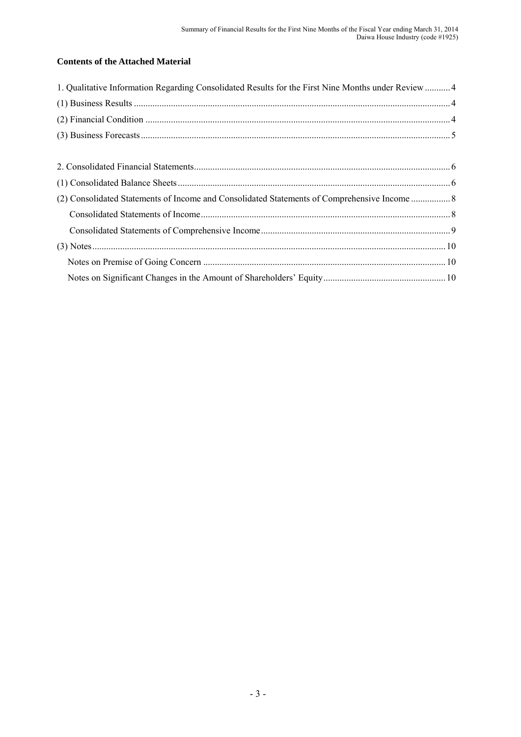**Contents of the Attached Material**

1. Qualitative Information Regarding Consolidated Results for the First Nine Months under Review ........... 4
(1) Business Results ........................................................................................................................................ 4
(2) Financial Condition ................................................................................................................................... 4
(3) Business Forecasts .................................................................................................................................... 5

2. Consolidated Financial Statements .............................................................................................................. 6
(1) Consolidated Balance Sheets ..................................................................................................................... 6
(2) Consolidated Statements of Income and Consolidated Statements of Comprehensive Income ................. 8
Consolidated Statements of Income ........................................................................................................... 8
Consolidated Statements of Comprehensive Income .................................................................................. 9
(3) Notes ........................................................................................................................................................ 10
Notes on Premise of Going Concern ......................................................................................................... 10
Notes on Significant Changes in the Amount of Shareholders' Equity ..................................................... 10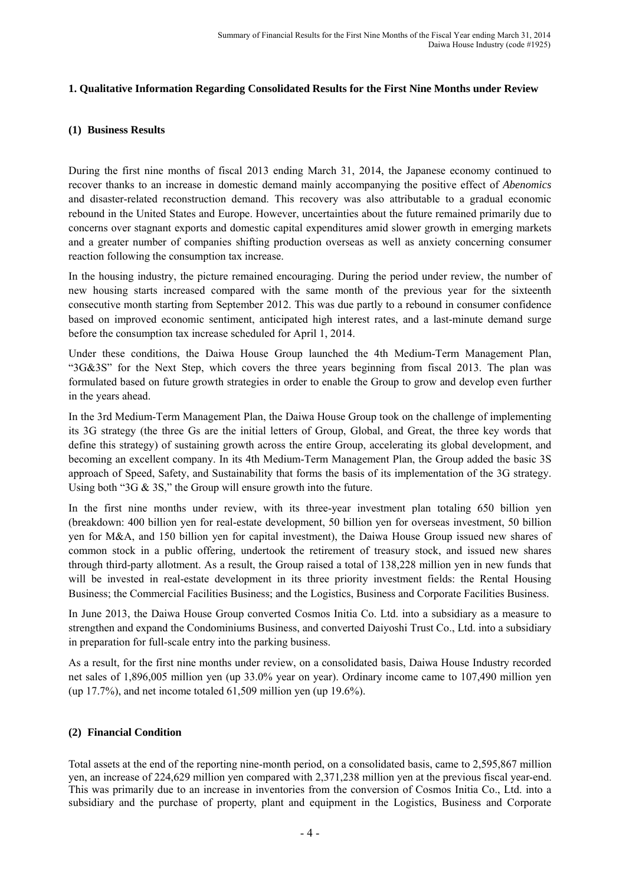## 1. Qualitative Information Regarding Consolidated Results for the First Nine Months under Review

### (1) Business Results

During the first nine months of fiscal 2013 ending March 31, 2014, the Japanese economy continued to recover thanks to an increase in domestic demand mainly accompanying the positive effect of *Abenomics* and disaster-related reconstruction demand. This recovery was also attributable to a gradual economic rebound in the United States and Europe. However, uncertainties about the future remained primarily due to concerns over stagnant exports and domestic capital expenditures amid slower growth in emerging markets and a greater number of companies shifting production overseas as well as anxiety concerning consumer reaction following the consumption tax increase.

In the housing industry, the picture remained encouraging. During the period under review, the number of new housing starts increased compared with the same month of the previous year for the sixteenth consecutive month starting from September 2012. This was due partly to a rebound in consumer confidence based on improved economic sentiment, anticipated high interest rates, and a last-minute demand surge before the consumption tax increase scheduled for April 1, 2014.

Under these conditions, the Daiwa House Group launched the 4th Medium-Term Management Plan, "3G&3S" for the Next Step, which covers the three years beginning from fiscal 2013. The plan was formulated based on future growth strategies in order to enable the Group to grow and develop even further in the years ahead.

In the 3rd Medium-Term Management Plan, the Daiwa House Group took on the challenge of implementing its 3G strategy (the three Gs are the initial letters of Group, Global, and Great, the three key words that define this strategy) of sustaining growth across the entire Group, accelerating its global development, and becoming an excellent company. In its 4th Medium-Term Management Plan, the Group added the basic 3S approach of Speed, Safety, and Sustainability that forms the basis of its implementation of the 3G strategy. Using both "3G & 3S," the Group will ensure growth into the future.

In the first nine months under review, with its three-year investment plan totaling 650 billion yen (breakdown: 400 billion yen for real-estate development, 50 billion yen for overseas investment, 50 billion yen for M&A, and 150 billion yen for capital investment), the Daiwa House Group issued new shares of common stock in a public offering, undertook the retirement of treasury stock, and issued new shares through third-party allotment. As a result, the Group raised a total of 138,228 million yen in new funds that will be invested in real-estate development in its three priority investment fields: the Rental Housing Business; the Commercial Facilities Business; and the Logistics, Business and Corporate Facilities Business.

In June 2013, the Daiwa House Group converted Cosmos Initia Co. Ltd. into a subsidiary as a measure to strengthen and expand the Condominiums Business, and converted Daiyoshi Trust Co., Ltd. into a subsidiary in preparation for full-scale entry into the parking business.

As a result, for the first nine months under review, on a consolidated basis, Daiwa House Industry recorded net sales of 1,896,005 million yen (up 33.0% year on year). Ordinary income came to 107,490 million yen (up 17.7%), and net income totaled 61,509 million yen (up 19.6%).

### (2) Financial Condition

Total assets at the end of the reporting nine-month period, on a consolidated basis, came to 2,595,867 million yen, an increase of 224,629 million yen compared with 2,371,238 million yen at the previous fiscal year-end. This was primarily due to an increase in inventories from the conversion of Cosmos Initia Co., Ltd. into a subsidiary and the purchase of property, plant and equipment in the Logistics, Business and Corporate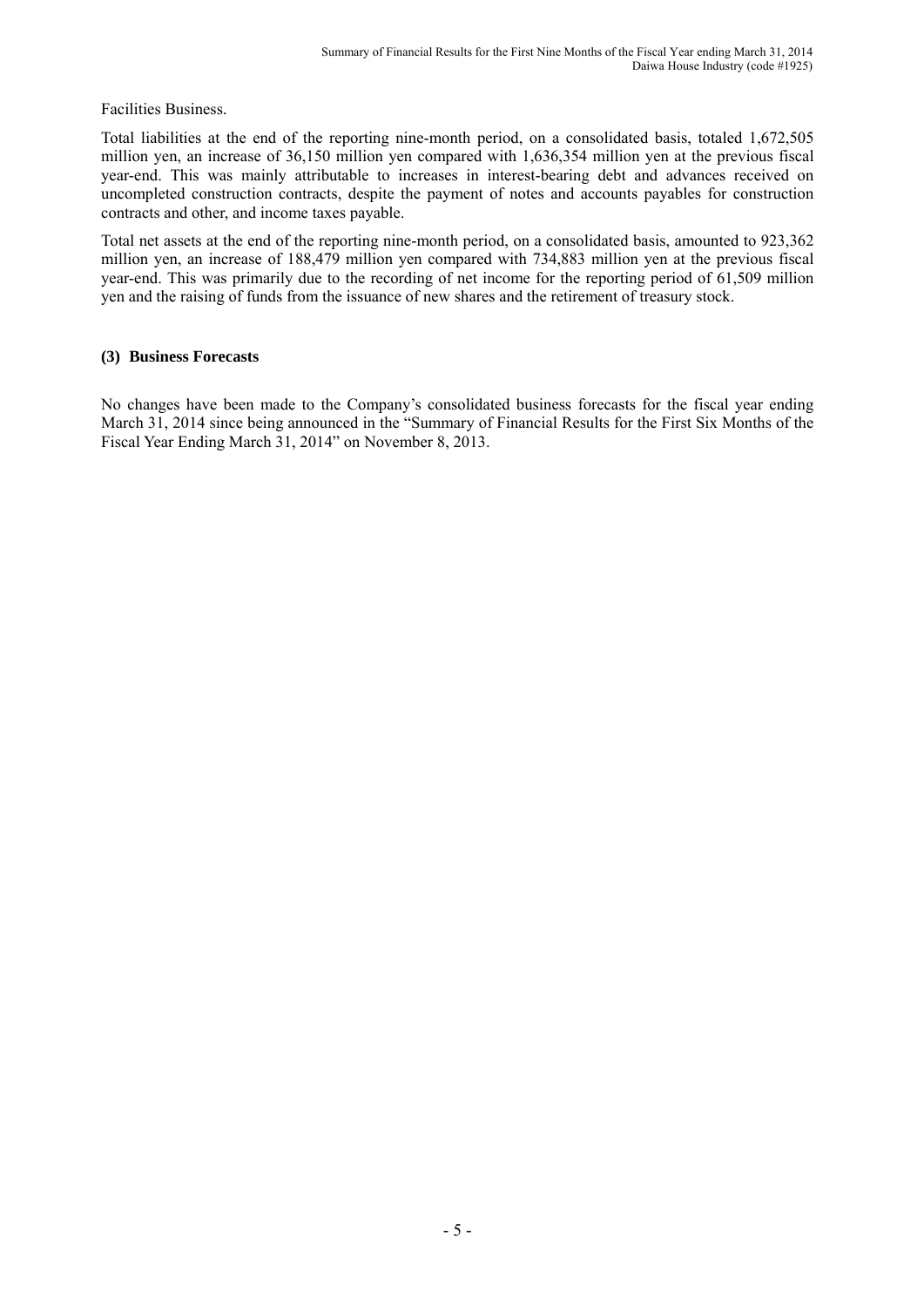Facilities Business.

Total liabilities at the end of the reporting nine-month period, on a consolidated basis, totaled 1,672,505 million yen, an increase of 36,150 million yen compared with 1,636,354 million yen at the previous fiscal year-end. This was mainly attributable to increases in interest-bearing debt and advances received on uncompleted construction contracts, despite the payment of notes and accounts payables for construction contracts and other, and income taxes payable.

Total net assets at the end of the reporting nine-month period, on a consolidated basis, amounted to 923,362 million yen, an increase of 188,479 million yen compared with 734,883 million yen at the previous fiscal year-end. This was primarily due to the recording of net income for the reporting period of 61,509 million yen and the raising of funds from the issuance of new shares and the retirement of treasury stock.

### (3) Business Forecasts

No changes have been made to the Company's consolidated business forecasts for the fiscal year ending March 31, 2014 since being announced in the "Summary of Financial Results for the First Six Months of the Fiscal Year Ending March 31, 2014" on November 8, 2013.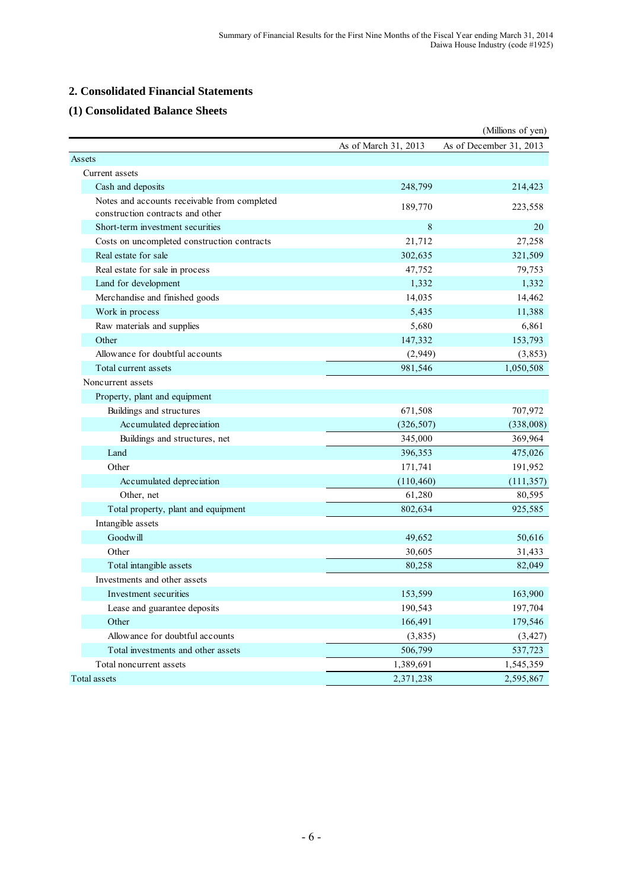## 2. Consolidated Financial Statements

### (1) Consolidated Balance Sheets

(Millions of yen)

| | As of March 31, 2013 | As of December 31, 2013 |
|---|---|---|
| Assets | | |
| Current assets | | |
| Cash and deposits | 248,799 | 214,423 |
| Notes and accounts receivable from completed construction contracts and other | 189,770 | 223,558 |
| Short-term investment securities | 8 | 20 |
| Costs on uncompleted construction contracts | 21,712 | 27,258 |
| Real estate for sale | 302,635 | 321,509 |
| Real estate for sale in process | 47,752 | 79,753 |
| Land for development | 1,332 | 1,332 |
| Merchandise and finished goods | 14,035 | 14,462 |
| Work in process | 5,435 | 11,388 |
| Raw materials and supplies | 5,680 | 6,861 |
| Other | 147,332 | 153,793 |
| Allowance for doubtful accounts | (2,949) | (3,853) |
| Total current assets | 981,546 | 1,050,508 |
| Noncurrent assets | | |
| Property, plant and equipment | | |
| Buildings and structures | 671,508 | 707,972 |
| Accumulated depreciation | (326,507) | (338,008) |
| Buildings and structures, net | 345,000 | 369,964 |
| Land | 396,353 | 475,026 |
| Other | 171,741 | 191,952 |
| Accumulated depreciation | (110,460) | (111,357) |
| Other, net | 61,280 | 80,595 |
| Total property, plant and equipment | 802,634 | 925,585 |
| Intangible assets | | |
| Goodwill | 49,652 | 50,616 |
| Other | 30,605 | 31,433 |
| Total intangible assets | 80,258 | 82,049 |
| Investments and other assets | | |
| Investment securities | 153,599 | 163,900 |
| Lease and guarantee deposits | 190,543 | 197,704 |
| Other | 166,491 | 179,546 |
| Allowance for doubtful accounts | (3,835) | (3,427) |
| Total investments and other assets | 506,799 | 537,723 |
| Total noncurrent assets | 1,389,691 | 1,545,359 |
| Total assets | 2,371,238 | 2,595,867 |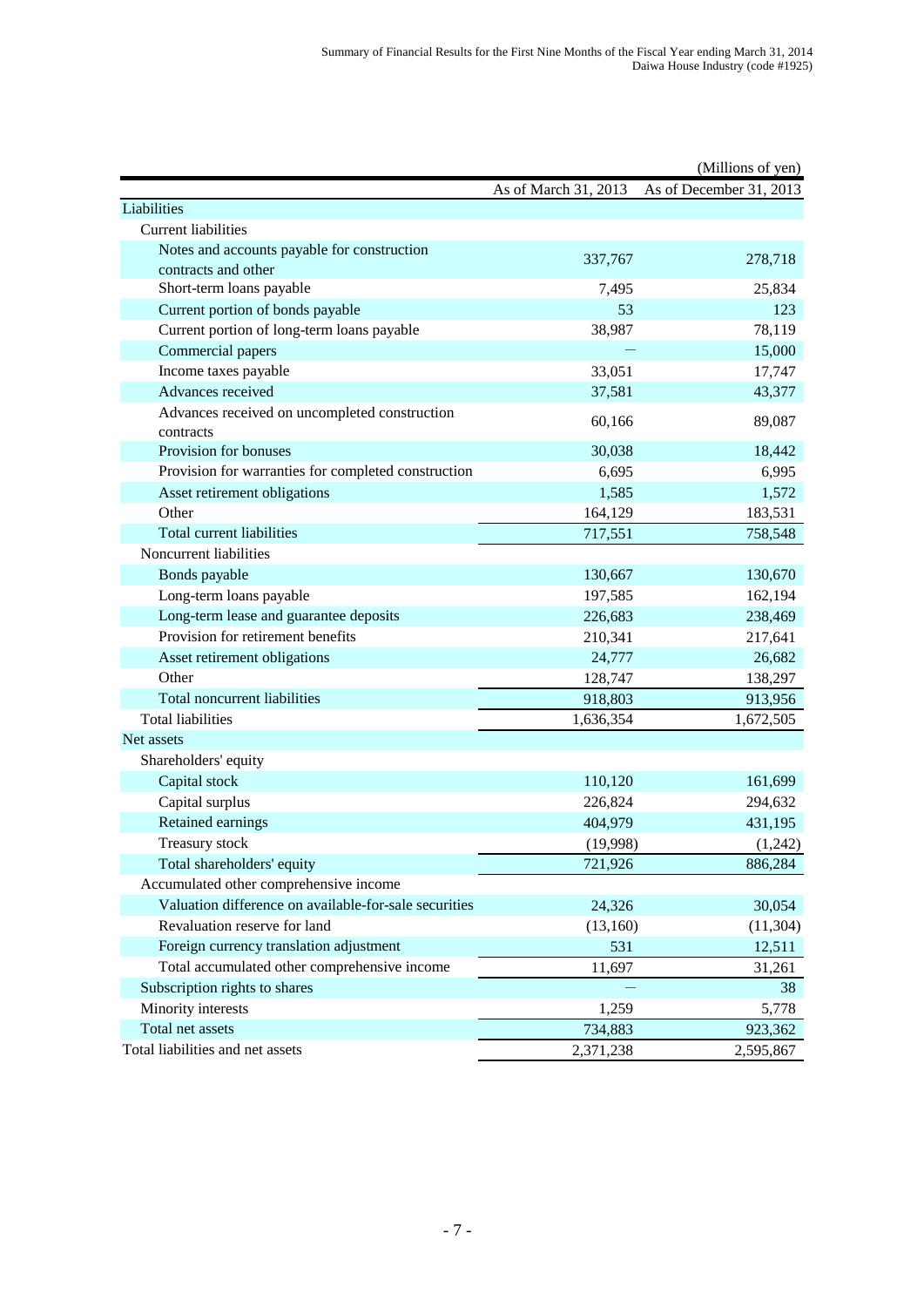(Millions of yen)

| | As of March 31, 2013 | As of December 31, 2013 |
|---|---|---|
| Liabilities | | |
| Current liabilities | | |
| Notes and accounts payable for construction contracts and other | 337,767 | 278,718 |
| Short-term loans payable | 7,495 | 25,834 |
| Current portion of bonds payable | 53 | 123 |
| Current portion of long-term loans payable | 38,987 | 78,119 |
| Commercial papers | — | 15,000 |
| Income taxes payable | 33,051 | 17,747 |
| Advances received | 37,581 | 43,377 |
| Advances received on uncompleted construction contracts | 60,166 | 89,087 |
| Provision for bonuses | 30,038 | 18,442 |
| Provision for warranties for completed construction | 6,695 | 6,995 |
| Asset retirement obligations | 1,585 | 1,572 |
| Other | 164,129 | 183,531 |
| Total current liabilities | 717,551 | 758,548 |
| Noncurrent liabilities | | |
| Bonds payable | 130,667 | 130,670 |
| Long-term loans payable | 197,585 | 162,194 |
| Long-term lease and guarantee deposits | 226,683 | 238,469 |
| Provision for retirement benefits | 210,341 | 217,641 |
| Asset retirement obligations | 24,777 | 26,682 |
| Other | 128,747 | 138,297 |
| Total noncurrent liabilities | 918,803 | 913,956 |
| Total liabilities | 1,636,354 | 1,672,505 |
| Net assets | | |
| Shareholders' equity | | |
| Capital stock | 110,120 | 161,699 |
| Capital surplus | 226,824 | 294,632 |
| Retained earnings | 404,979 | 431,195 |
| Treasury stock | (19,998) | (1,242) |
| Total shareholders' equity | 721,926 | 886,284 |
| Accumulated other comprehensive income | | |
| Valuation difference on available-for-sale securities | 24,326 | 30,054 |
| Revaluation reserve for land | (13,160) | (11,304) |
| Foreign currency translation adjustment | 531 | 12,511 |
| Total accumulated other comprehensive income | 11,697 | 31,261 |
| Subscription rights to shares | — | 38 |
| Minority interests | 1,259 | 5,778 |
| Total net assets | 734,883 | 923,362 |
| Total liabilities and net assets | 2,371,238 | 2,595,867 |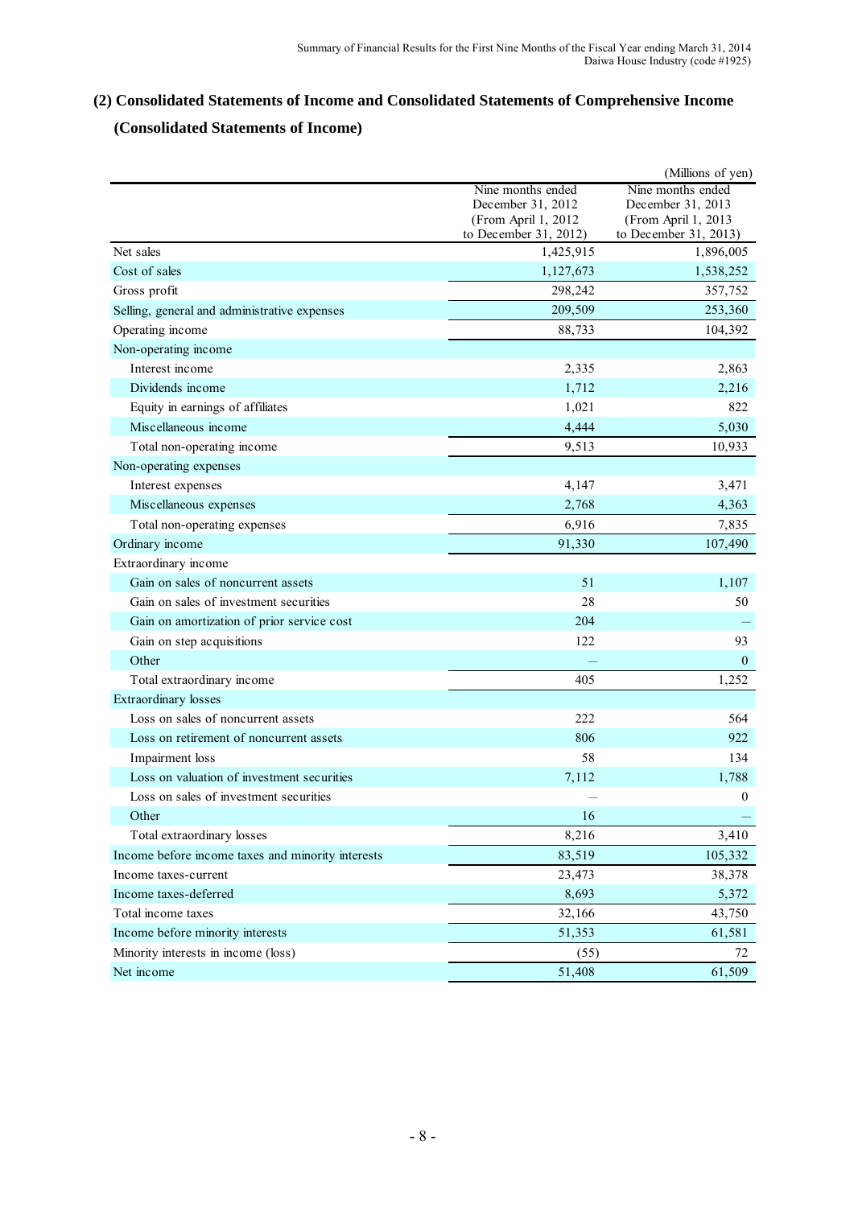## (2) Consolidated Statements of Income and Consolidated Statements of Comprehensive Income

### (Consolidated Statements of Income)

(Millions of yen)

| | Nine months ended December 31, 2012 (From April 1, 2012 to December 31, 2012) | Nine months ended December 31, 2013 (From April 1, 2013 to December 31, 2013) |
|---|---|---|
| Net sales | 1,425,915 | 1,896,005 |
| Cost of sales | 1,127,673 | 1,538,252 |
| Gross profit | 298,242 | 357,752 |
| Selling, general and administrative expenses | 209,509 | 253,360 |
| Operating income | 88,733 | 104,392 |
| Non-operating income | | |
| Interest income | 2,335 | 2,863 |
| Dividends income | 1,712 | 2,216 |
| Equity in earnings of affiliates | 1,021 | 822 |
| Miscellaneous income | 4,444 | 5,030 |
| Total non-operating income | 9,513 | 10,933 |
| Non-operating expenses | | |
| Interest expenses | 4,147 | 3,471 |
| Miscellaneous expenses | 2,768 | 4,363 |
| Total non-operating expenses | 6,916 | 7,835 |
| Ordinary income | 91,330 | 107,490 |
| Extraordinary income | | |
| Gain on sales of noncurrent assets | 51 | 1,107 |
| Gain on sales of investment securities | 28 | 50 |
| Gain on amortization of prior service cost | 204 | — |
| Gain on step acquisitions | 122 | 93 |
| Other | — | 0 |
| Total extraordinary income | 405 | 1,252 |
| Extraordinary losses | | |
| Loss on sales of noncurrent assets | 222 | 564 |
| Loss on retirement of noncurrent assets | 806 | 922 |
| Impairment loss | 58 | 134 |
| Loss on valuation of investment securities | 7,112 | 1,788 |
| Loss on sales of investment securities | — | 0 |
| Other | 16 | — |
| Total extraordinary losses | 8,216 | 3,410 |
| Income before income taxes and minority interests | 83,519 | 105,332 |
| Income taxes-current | 23,473 | 38,378 |
| Income taxes-deferred | 8,693 | 5,372 |
| Total income taxes | 32,166 | 43,750 |
| Income before minority interests | 51,353 | 61,581 |
| Minority interests in income (loss) | (55) | 72 |
| Net income | 51,408 | 61,509 |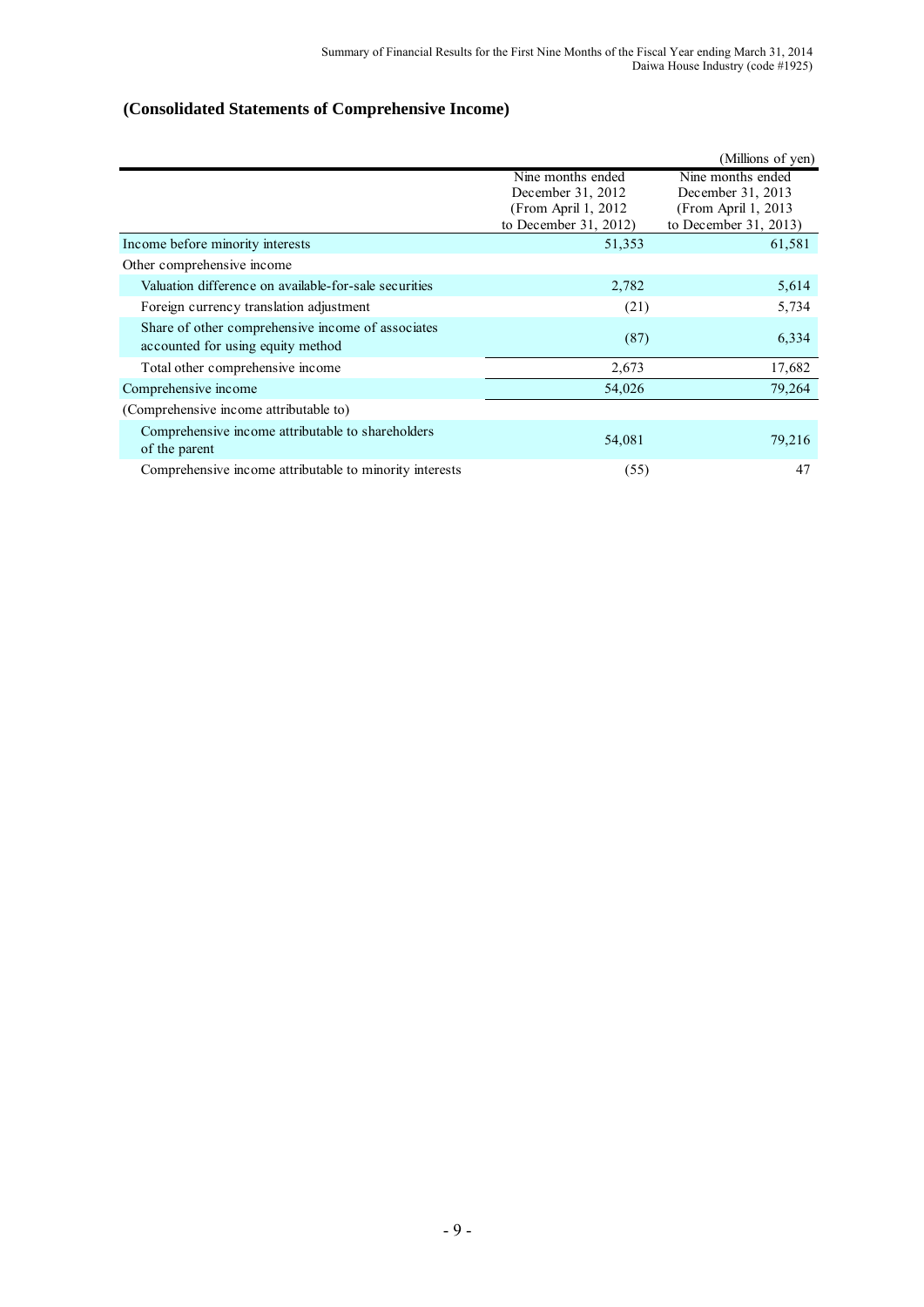## (Consolidated Statements of Comprehensive Income)

(Millions of yen)

| | Nine months ended December 31, 2012 (From April 1, 2012 to December 31, 2012) | Nine months ended December 31, 2013 (From April 1, 2013 to December 31, 2013) |
|---|---|---|
| Income before minority interests | 51,353 | 61,581 |
| Other comprehensive income | | |
| Valuation difference on available-for-sale securities | 2,782 | 5,614 |
| Foreign currency translation adjustment | (21) | 5,734 |
| Share of other comprehensive income of associates accounted for using equity method | (87) | 6,334 |
| Total other comprehensive income | 2,673 | 17,682 |
| Comprehensive income | 54,026 | 79,264 |
| (Comprehensive income attributable to) | | |
| Comprehensive income attributable to shareholders of the parent | 54,081 | 79,216 |
| Comprehensive income attributable to minority interests | (55) | 47 |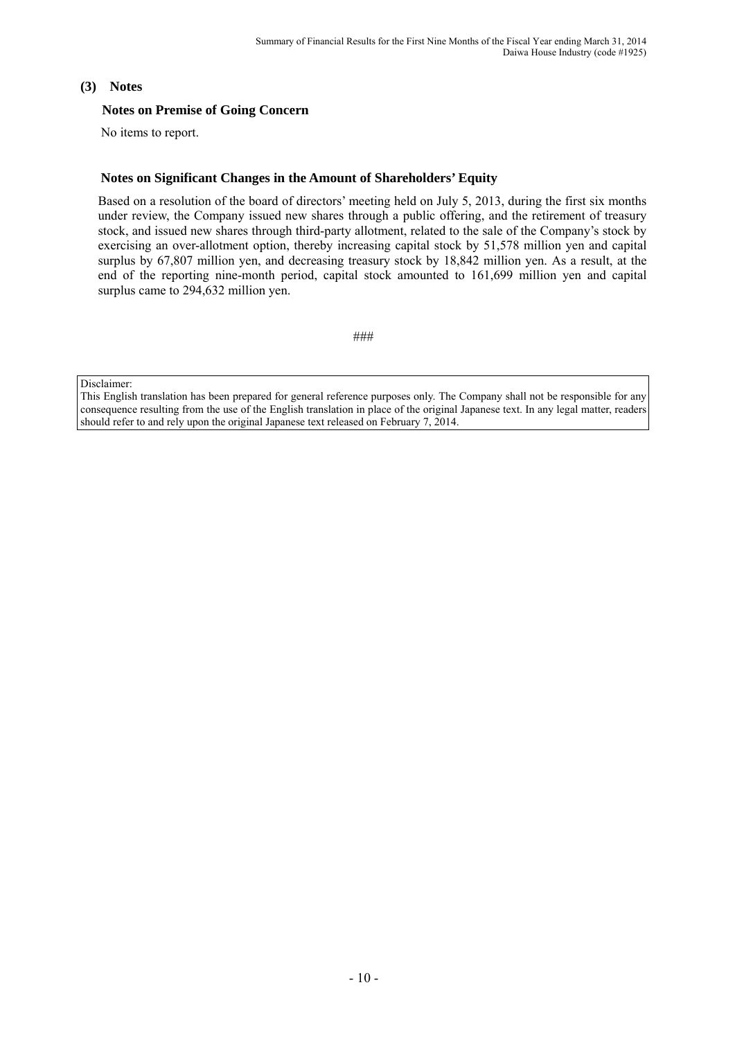## (3) Notes

### Notes on Premise of Going Concern

No items to report.

### Notes on Significant Changes in the Amount of Shareholders' Equity

Based on a resolution of the board of directors' meeting held on July 5, 2013, during the first six months under review, the Company issued new shares through a public offering, and the retirement of treasury stock, and issued new shares through third-party allotment, related to the sale of the Company's stock by exercising an over-allotment option, thereby increasing capital stock by 51,578 million yen and capital surplus by 67,807 million yen, and decreasing treasury stock by 18,842 million yen. As a result, at the end of the reporting nine-month period, capital stock amounted to 161,699 million yen and capital surplus came to 294,632 million yen.

###

Disclaimer:
This English translation has been prepared for general reference purposes only. The Company shall not be responsible for any consequence resulting from the use of the English translation in place of the original Japanese text. In any legal matter, readers should refer to and rely upon the original Japanese text released on February 7, 2014.